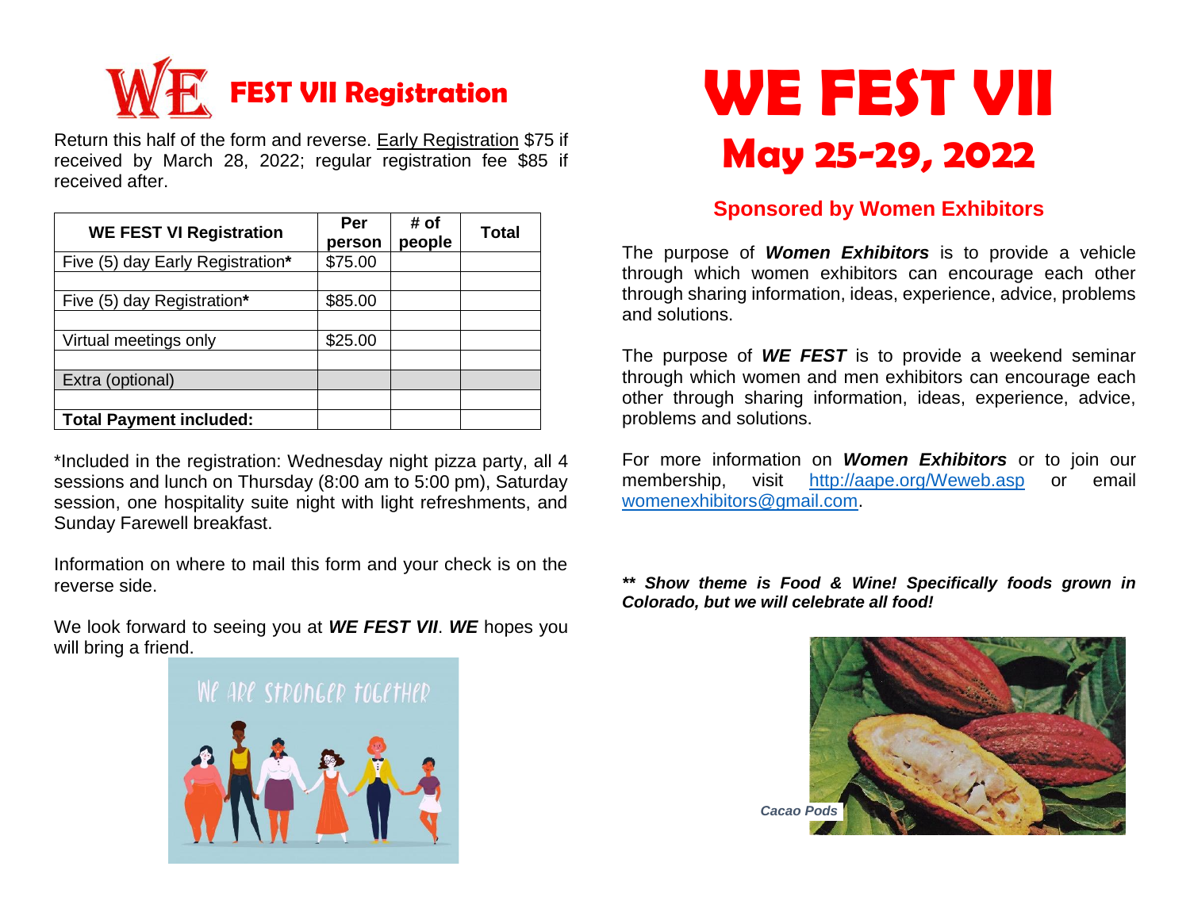# WE FEST VII Registration

Return this half of the form and reverse. Early Registration $75 if received by March 28, 2022; regular registration fee $85 if received after.

| WE FEST VI Registration | Per person | # of people | Total |
|---|---|---|---|
| Five (5) day Early Registration* | $75.00 | | |
| | | | |
| Five (5) day Registration* | $85.00 | | |
| | | | |
| Virtual meetings only | $25.00 | | |
| | | | |
| Extra (optional) | | | |
| | | | |
| **Total Payment included:** | | | |

*Included in the registration: Wednesday night pizza party, all 4 sessions and lunch on Thursday (8:00 am to 5:00 pm), Saturday session, one hospitality suite night with light refreshments, and Sunday Farewell breakfast.

Information on where to mail this form and your check is on the reverse side.

We look forward to seeing you at ***WE FEST VII***. ***WE*** hopes you will bring a friend.

# WE FEST VII

## May 25-29, 2022

### Sponsored by Women Exhibitors

The purpose of ***Women Exhibitors*** is to provide a vehicle through which women exhibitors can encourage each other through sharing information, ideas, experience, advice, problems and solutions.

The purpose of ***WE FEST*** is to provide a weekend seminar through which women and men exhibitors can encourage each other through sharing information, ideas, experience, advice, problems and solutions.

For more information on ***Women Exhibitors*** or to join our membership, visit http://aape.org/Weweb.asp or email womenexhibitors@gmail.com.

***** Show theme is Food & Wine! Specifically foods grown in Colorado, but we will celebrate all food!***

*Cacao Pods*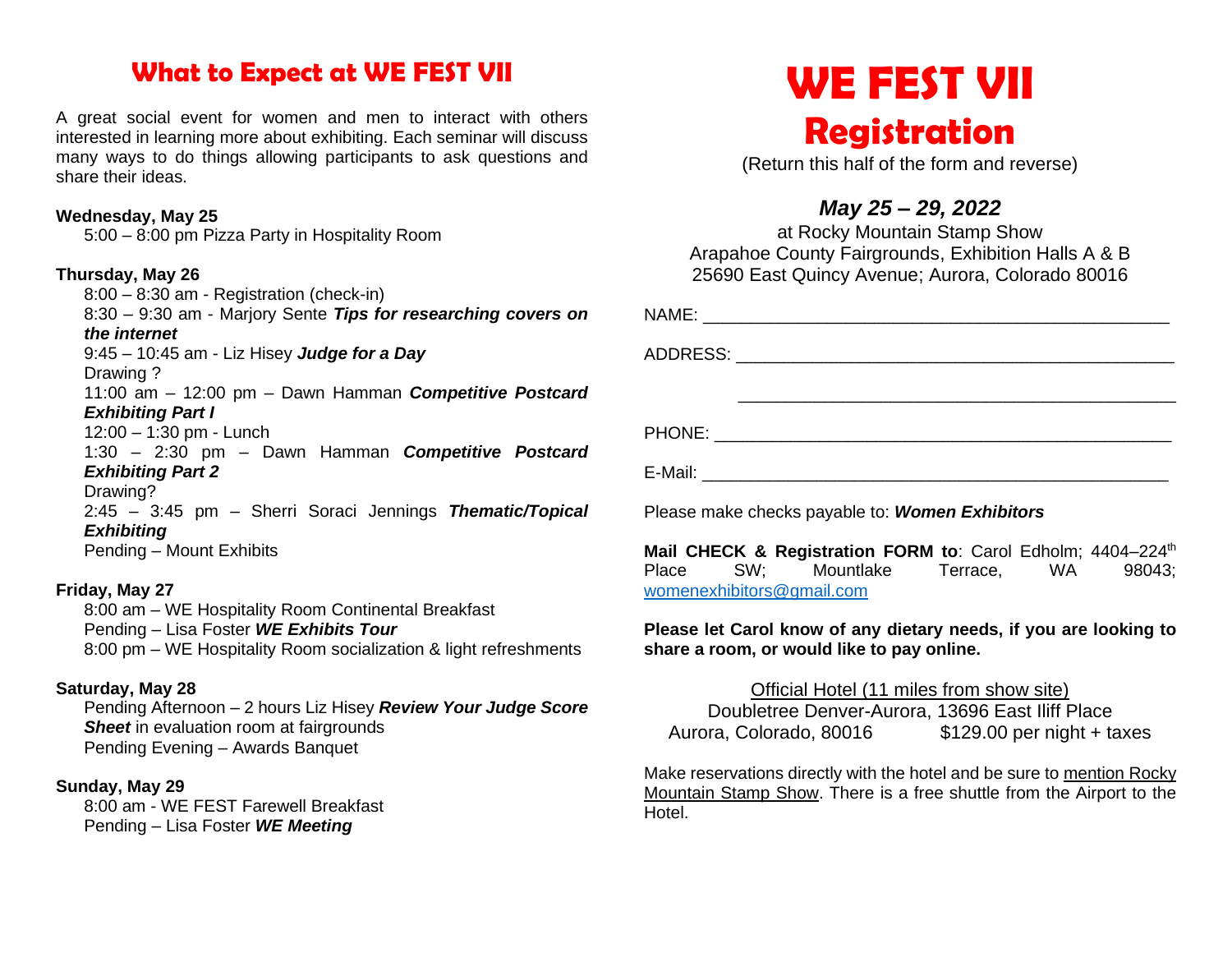## What to Expect at WE FEST VII

A great social event for women and men to interact with others interested in learning more about exhibiting. Each seminar will discuss many ways to do things allowing participants to ask questions and share their ideas.

**Wednesday, May 25**

5:00 – 8:00 pm Pizza Party in Hospitality Room

**Thursday, May 26**

8:00 – 8:30 am - Registration (check-in)
8:30 – 9:30 am - Marjory Sente ***Tips for researching covers on the internet***
9:45 – 10:45 am - Liz Hisey ***Judge for a Day***
Drawing ?
11:00 am – 12:00 pm – Dawn Hamman ***Competitive Postcard Exhibiting Part I***
12:00 – 1:30 pm - Lunch
1:30 – 2:30 pm – Dawn Hamman ***Competitive Postcard Exhibiting Part 2***
Drawing?
2:45 – 3:45 pm – Sherri Soraci Jennings ***Thematic/Topical Exhibiting***
Pending – Mount Exhibits

**Friday, May 27**

8:00 am – WE Hospitality Room Continental Breakfast
Pending – Lisa Foster ***WE Exhibits Tour***
8:00 pm – WE Hospitality Room socialization & light refreshments

**Saturday, May 28**

Pending Afternoon – 2 hours Liz Hisey ***Review Your Judge Score Sheet*** in evaluation room at fairgrounds
Pending Evening – Awards Banquet

**Sunday, May 29**

8:00 am - WE FEST Farewell Breakfast
Pending – Lisa Foster ***WE Meeting***

# WE FEST VII
# Registration

(Return this half of the form and reverse)

### *May 25 – 29, 2022*

at Rocky Mountain Stamp Show
Arapahoe County Fairgrounds, Exhibition Halls A & B
25690 East Quincy Avenue; Aurora, Colorado 80016

NAME: ______________________________________________

ADDRESS: ___________________________________________

______________________________________________

PHONE: _____________________________________________

E-Mail: ______________________________________________

Please make checks payable to: ***Women Exhibitors***

**Mail CHECK & Registration FORM to**: Carol Edholm; 4404–224th Place SW; Mountlake Terrace, WA 98043; womenexhibitors@gmail.com

**Please let Carol know of any dietary needs, if you are looking to share a room, or would like to pay online.**

Official Hotel (11 miles from show site)
Doubletree Denver-Aurora, 13696 East Iliff Place
Aurora, Colorado, 80016 $129.00 per night + taxes

Make reservations directly with the hotel and be sure to mention Rocky Mountain Stamp Show. There is a free shuttle from the Airport to the Hotel.